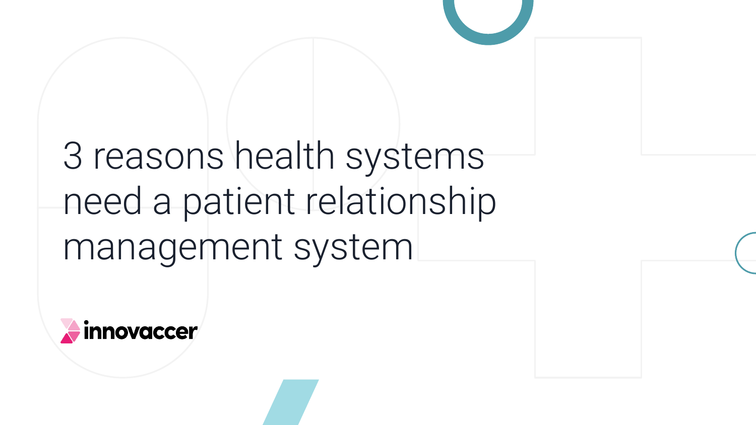# 3 reasons health systems need a patient relationship management system

innovaccer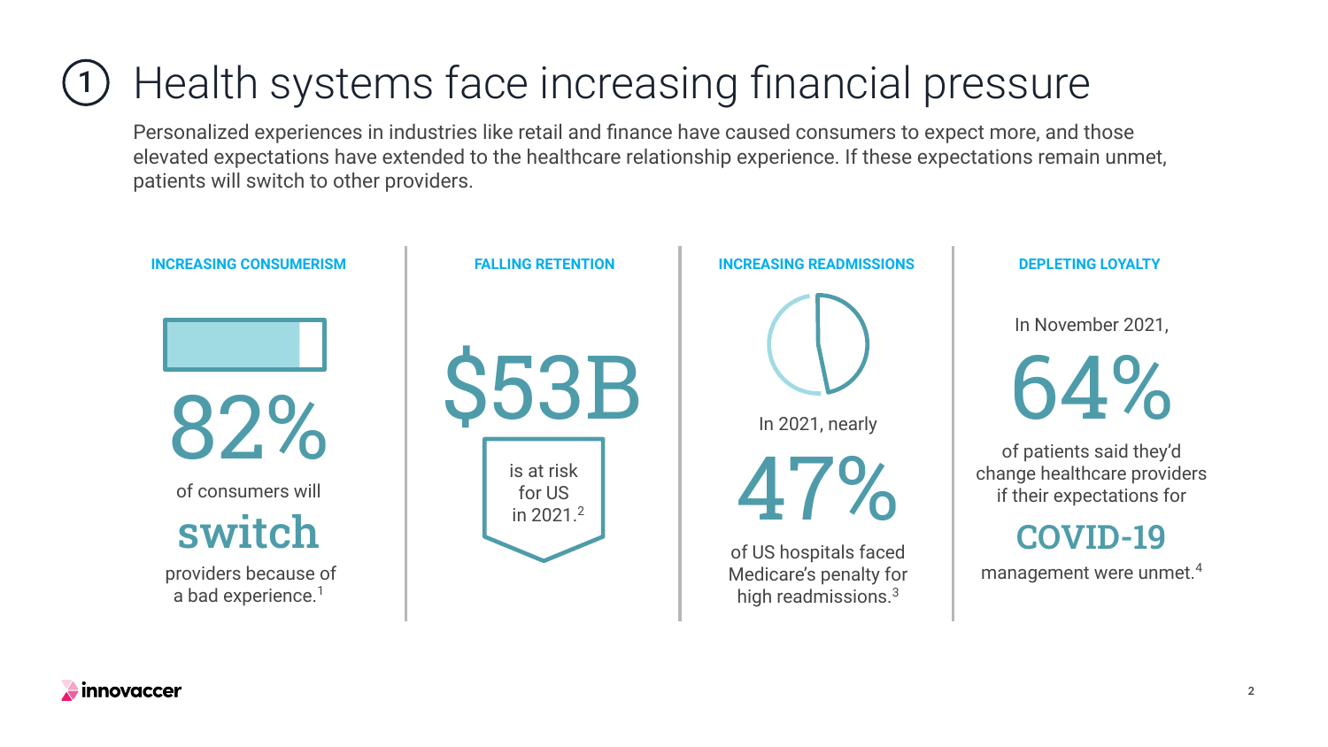# ① Health systems face increasing financial pressure

Personalized experiences in industries like retail and finance have caused consumers to expect more, and those elevated expectations have extended to the healthcare relationship experience. If these expectations remain unmet, patients will switch to other providers.

### INCREASING CONSUMERISM

**82%** of consumers will **switch** providers because of a bad experience.[1]

### FALLING RETENTION

**$53B** is at risk for US in 2021.[2]

### INCREASING READMISSIONS

In 2021, nearly **47%** of US hospitals faced Medicare's penalty for high readmissions.[3]

### DEPLETING LOYALTY

In November 2021, **64%** of patients said they'd change healthcare providers if their expectations for **COVID-19** management were unmet.[4]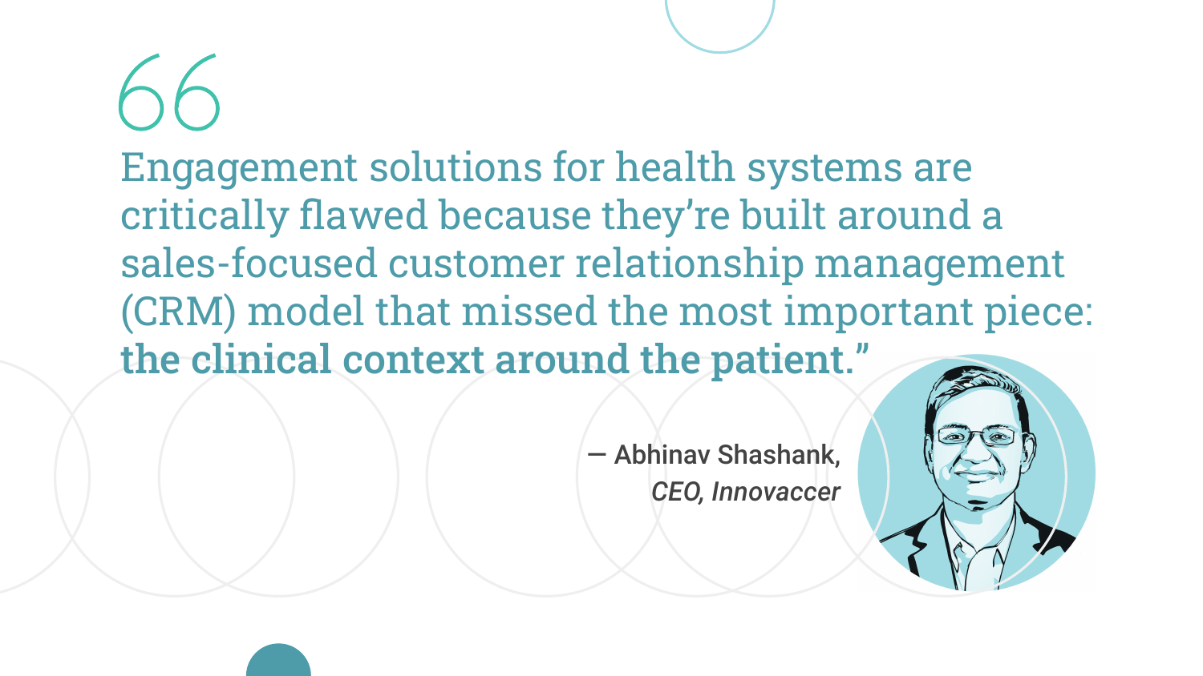> “Engagement solutions for health systems are critically flawed because they’re built around a sales-focused customer relationship management (CRM) model that missed the most important piece: **the clinical context around the patient.”**

— Abhinav Shashank,
*CEO, Innovaccer*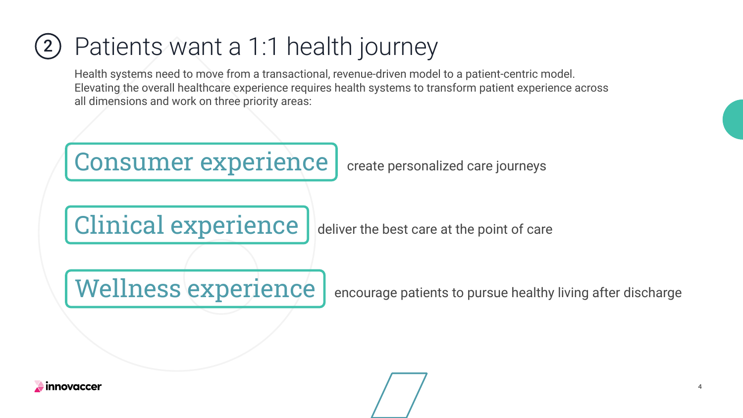## ② Patients want a 1:1 health journey

Health systems need to move from a transactional, revenue-driven model to a patient-centric model. Elevating the overall healthcare experience requires health systems to transform patient experience across all dimensions and work on three priority areas:

- **Consumer experience** — create personalized care journeys
- **Clinical experience** — deliver the best care at the point of care
- **Wellness experience** — encourage patients to pursue healthy living after discharge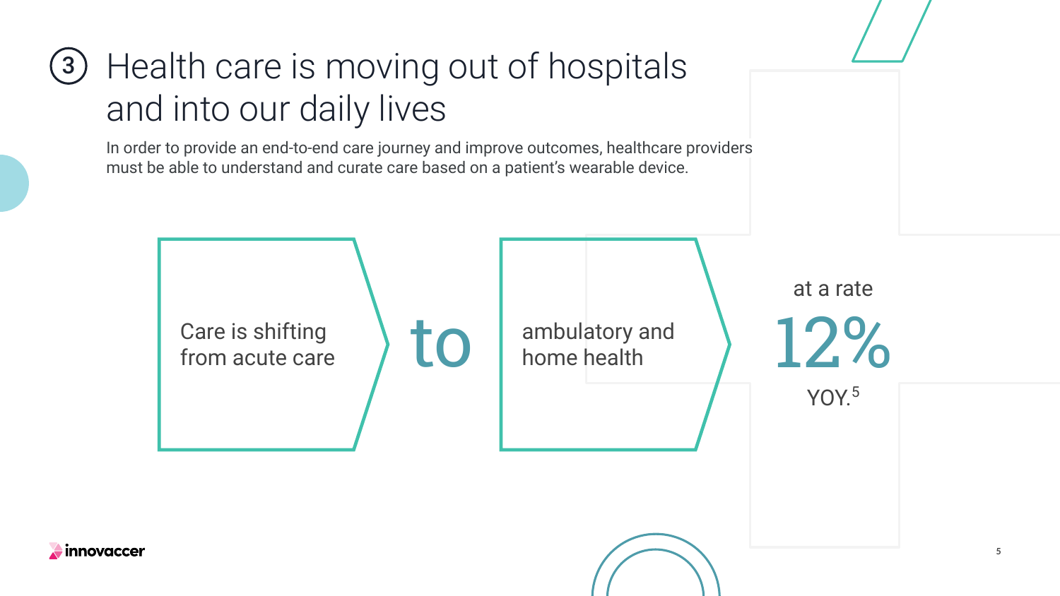## ③ Health care is moving out of hospitals and into our daily lives

In order to provide an end-to-end care journey and improve outcomes, healthcare providers must be able to understand and curate care based on a patient's wearable device.

Care is shifting from acute care **to** ambulatory and home health at a rate **12%** YOY.[5]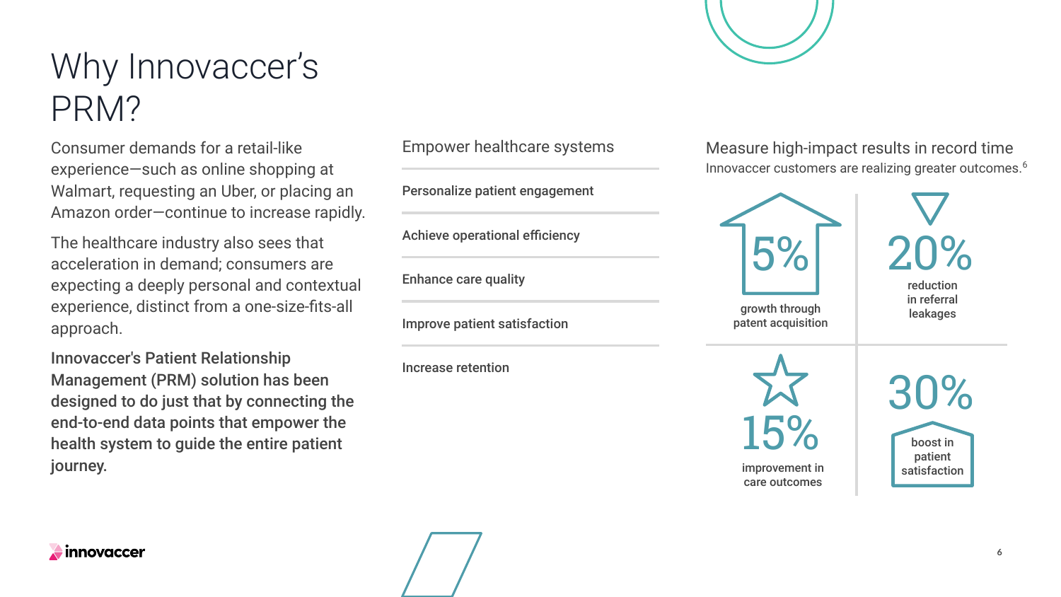# Why Innovaccer's PRM?

Consumer demands for a retail-like experience—such as online shopping at Walmart, requesting an Uber, or placing an Amazon order—continue to increase rapidly.

The healthcare industry also sees that acceleration in demand; consumers are expecting a deeply personal and contextual experience, distinct from a one-size-fits-all approach.

**Innovaccer's Patient Relationship Management (PRM) solution has been designed to do just that by connecting the end-to-end data points that empower the health system to guide the entire patient journey.**

## Empower healthcare systems

- **Personalize patient engagement**
- **Achieve operational efficiency**
- **Enhance care quality**
- **Improve patient satisfaction**
- **Increase retention**

## Measure high-impact results in record time

Innovaccer customers are realizing greater outcomes.[6]

- **5%** growth through patent acquisition
- **20%** reduction in referral leakages
- **15%** improvement in care outcomes
- **30%** boost in patient satisfaction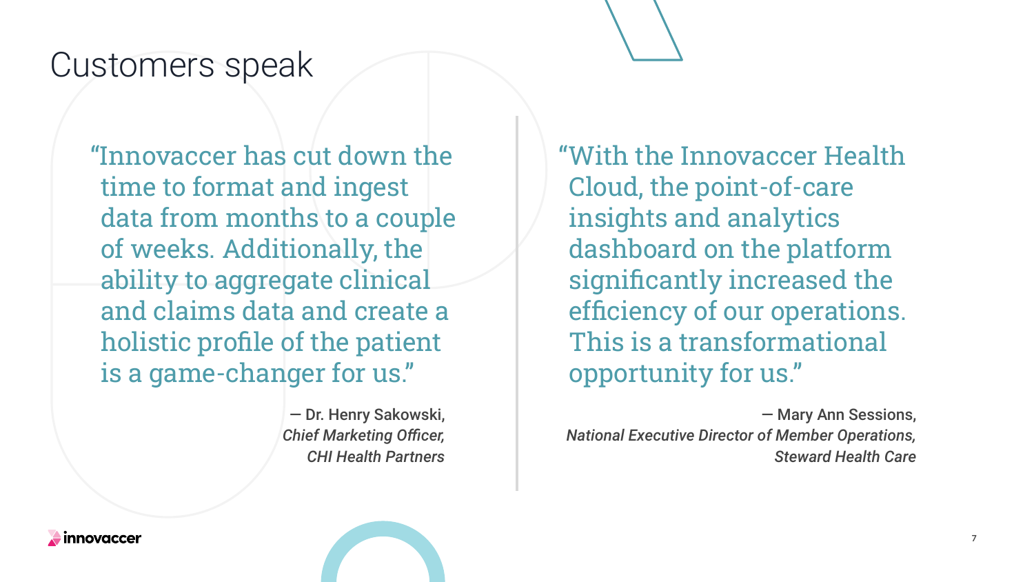# Customers speak

"Innovaccer has cut down the time to format and ingest data from months to a couple of weeks. Additionally, the ability to aggregate clinical and claims data and create a holistic profile of the patient is a game-changer for us."

— Dr. Henry Sakowski,
*Chief Marketing Officer,*
*CHI Health Partners*

"With the Innovaccer Health Cloud, the point-of-care insights and analytics dashboard on the platform significantly increased the efficiency of our operations. This is a transformational opportunity for us."

— Mary Ann Sessions,
*National Executive Director of Member Operations,*
*Steward Health Care*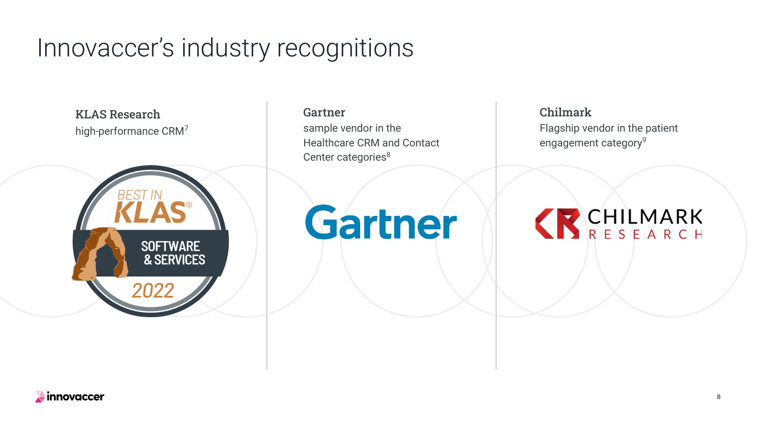# Innovaccer's industry recognitions

### KLAS Research

high-performance CRM[7]

### Gartner

sample vendor in the Healthcare CRM and Contact Center categories[8]

### Chilmark

Flagship vendor in the patient engagement category[9]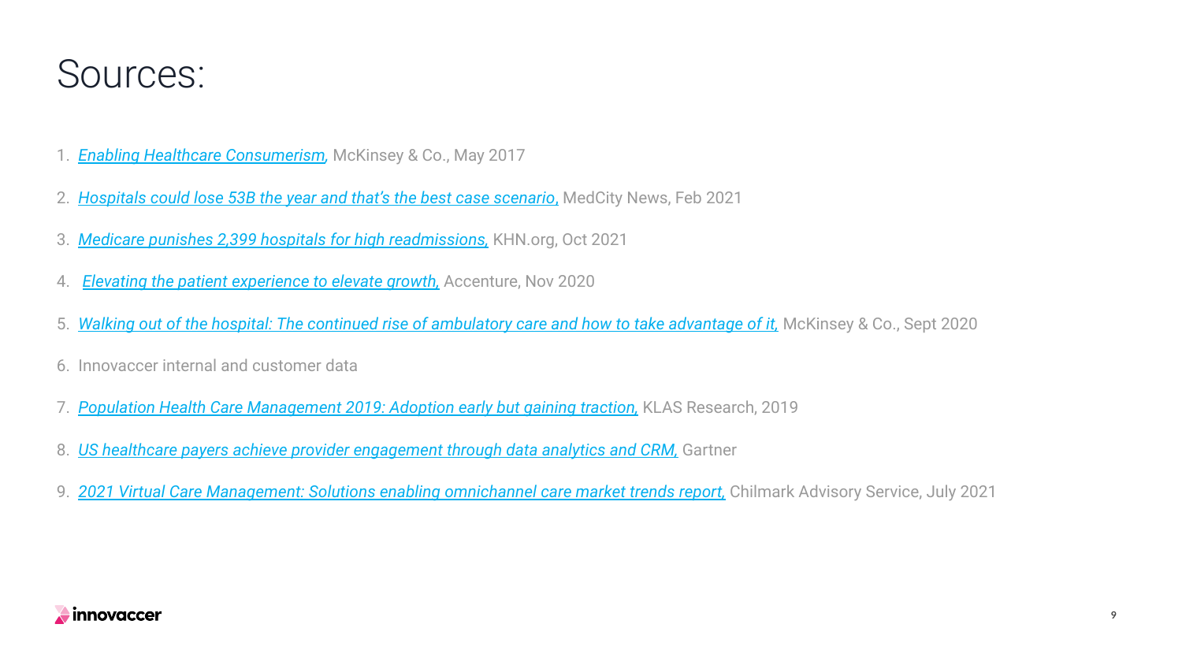# Sources:

1. *Enabling Healthcare Consumerism,* McKinsey & Co., May 2017
2. *Hospitals could lose 53B the year and that's the best case scenario,* MedCity News, Feb 2021
3. *Medicare punishes 2,399 hospitals for high readmissions,* KHN.org, Oct 2021
4. *Elevating the patient experience to elevate growth,* Accenture, Nov 2020
5. *Walking out of the hospital: The continued rise of ambulatory care and how to take advantage of it,* McKinsey & Co., Sept 2020
6. Innovaccer internal and customer data
7. *Population Health Care Management 2019: Adoption early but gaining traction,* KLAS Research, 2019
8. *US healthcare payers achieve provider engagement through data analytics and CRM,* Gartner
9. *2021 Virtual Care Management: Solutions enabling omnichannel care market trends report,* Chilmark Advisory Service, July 2021

innovaccer